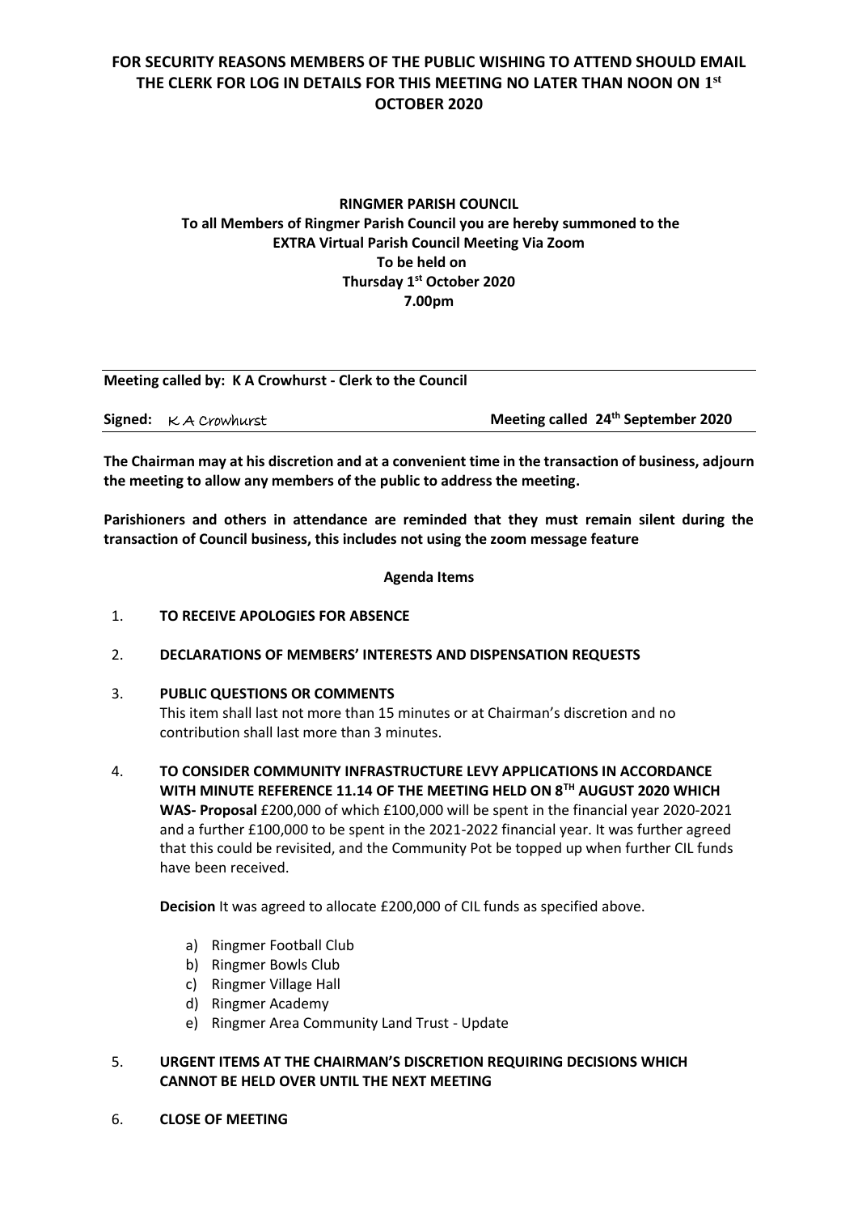**FOR SECURITY REASONS MEMBERS OF THE PUBLIC WISHING TO ATTEND SHOULD EMAIL THE CLERK FOR LOG IN DETAILS FOR THIS MEETING NO LATER THAN NOON ON 1st OCTOBER 2020**

**RINGMER PARISH COUNCIL**
**To all Members of Ringmer Parish Council you are hereby summoned to the EXTRA Virtual Parish Council Meeting Via Zoom**
**To be held on**
**Thursday 1st October 2020**
**7.00pm**

---

**Meeting called by: K A Crowhurst - Clerk to the Council**

**Signed:** K A Crowhurst **Meeting called 24th September 2020**

---

**The Chairman may at his discretion and at a convenient time in the transaction of business, adjourn the meeting to allow any members of the public to address the meeting.**

**Parishioners and others in attendance are reminded that they must remain silent during the transaction of Council business, this includes not using the zoom message feature**

**Agenda Items**

1. **TO RECEIVE APOLOGIES FOR ABSENCE**

2. **DECLARATIONS OF MEMBERS' INTERESTS AND DISPENSATION REQUESTS**

3. **PUBLIC QUESTIONS OR COMMENTS**
   This item shall last not more than 15 minutes or at Chairman's discretion and no contribution shall last more than 3 minutes.

4. **TO CONSIDER COMMUNITY INFRASTRUCTURE LEVY APPLICATIONS IN ACCORDANCE WITH MINUTE REFERENCE 11.14 OF THE MEETING HELD ON 8TH AUGUST 2020 WHICH WAS- Proposal** £200,000 of which £100,000 will be spent in the financial year 2020-2021 and a further £100,000 to be spent in the 2021-2022 financial year. It was further agreed that this could be revisited, and the Community Pot be topped up when further CIL funds have been received.

   **Decision** It was agreed to allocate £200,000 of CIL funds as specified above.

   a) Ringmer Football Club
   b) Ringmer Bowls Club
   c) Ringmer Village Hall
   d) Ringmer Academy
   e) Ringmer Area Community Land Trust - Update

5. **URGENT ITEMS AT THE CHAIRMAN'S DISCRETION REQUIRING DECISIONS WHICH CANNOT BE HELD OVER UNTIL THE NEXT MEETING**

6. **CLOSE OF MEETING**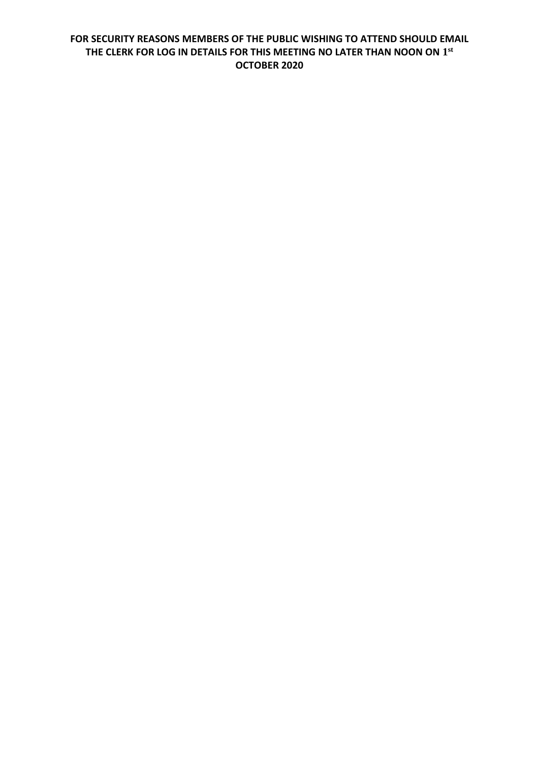**FOR SECURITY REASONS MEMBERS OF THE PUBLIC WISHING TO ATTEND SHOULD EMAIL THE CLERK FOR LOG IN DETAILS FOR THIS MEETING NO LATER THAN NOON ON 1st OCTOBER 2020**